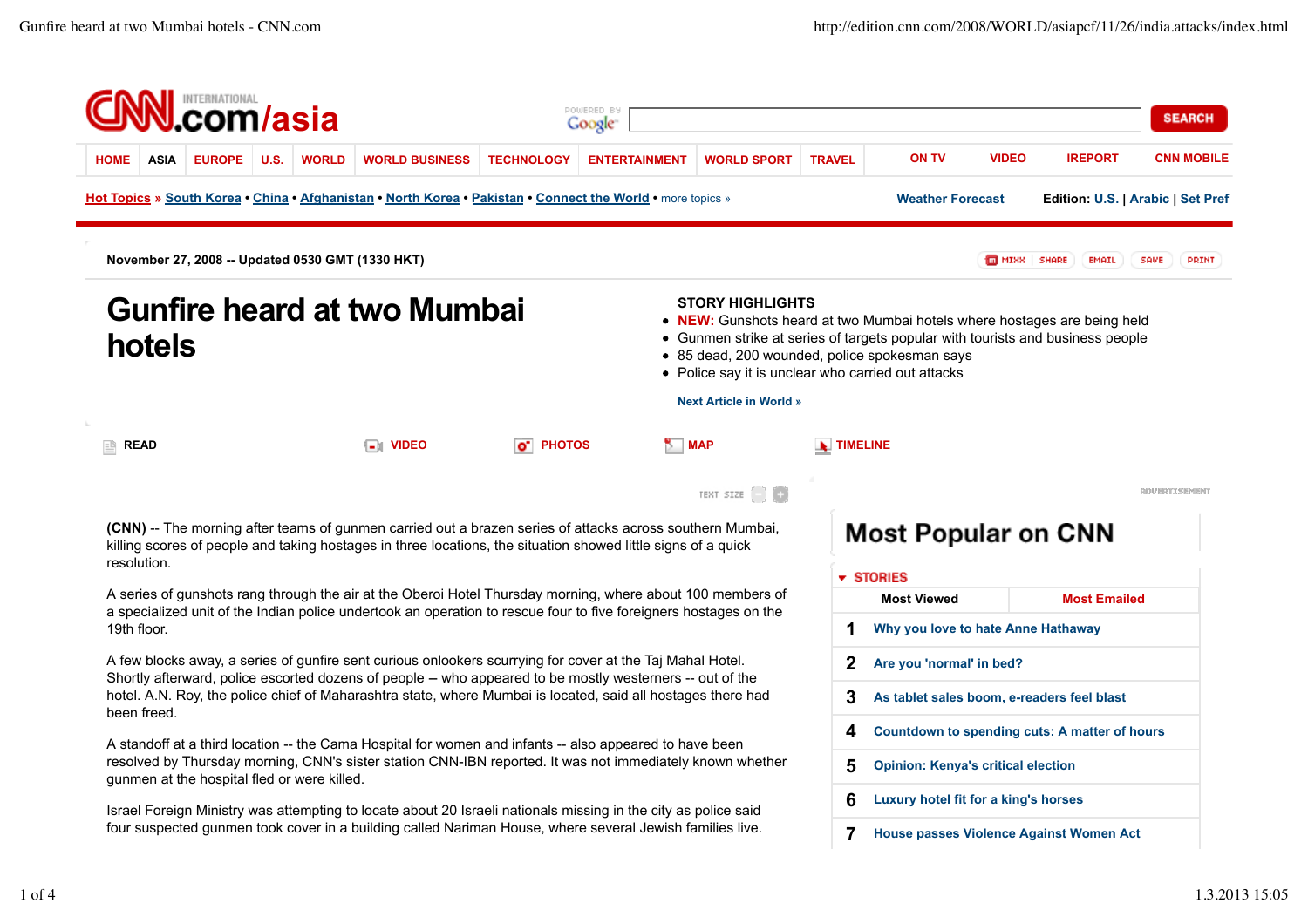HOME | ASIA | EUROPE | U.S. | WORLD | WORLD BUSINESS | TECHNOLOGY | ENTERTAINMENT | WORLD SPORT | TRAVEL | ON TV | VIDEO | IREPORT | CNN MOBILE

Hot Topics » South Korea • China • Afghanistan • North Korea • Pakistan • Connect the World • more topics »

Weather Forecast

Edition: U.S. | Arabic | Set Pref

November 27, 2008 -- Updated 0530 GMT (1330 HKT)

# Gunfire heard at two Mumbai hotels

**STORY HIGHLIGHTS**

- **NEW:** Gunshots heard at two Mumbai hotels where hostages are being held
- Gunmen strike at series of targets popular with tourists and business people
- 85 dead, 200 wounded, police spokesman says
- Police say it is unclear who carried out attacks

**Next Article in World »**

READ | VIDEO | PHOTOS | MAP | TIMELINE

**(CNN)** -- The morning after teams of gunmen carried out a brazen series of attacks across southern Mumbai, killing scores of people and taking hostages in three locations, the situation showed little signs of a quick resolution.

A series of gunshots rang through the air at the Oberoi Hotel Thursday morning, where about 100 members of a specialized unit of the Indian police undertook an operation to rescue four to five foreigners hostages on the 19th floor.

A few blocks away, a series of gunfire sent curious onlookers scurrying for cover at the Taj Mahal Hotel. Shortly afterward, police escorted dozens of people -- who appeared to be mostly westerners -- out of the hotel. A.N. Roy, the police chief of Maharashtra state, where Mumbai is located, said all hostages there had been freed.

A standoff at a third location -- the Cama Hospital for women and infants -- also appeared to have been resolved by Thursday morning, CNN's sister station CNN-IBN reported. It was not immediately known whether gunmen at the hospital fled or were killed.

Israel Foreign Ministry was attempting to locate about 20 Israeli nationals missing in the city as police said four suspected gunmen took cover in a building called Nariman House, where several Jewish families live.

## Most Popular on CNN

**STORIES**

Most Viewed | Most Emailed

1. Why you love to hate Anne Hathaway
2. Are you 'normal' in bed?
3. As tablet sales boom, e-readers feel blast
4. Countdown to spending cuts: A matter of hours
5. Opinion: Kenya's critical election
6. Luxury hotel fit for a king's horses
7. House passes Violence Against Women Act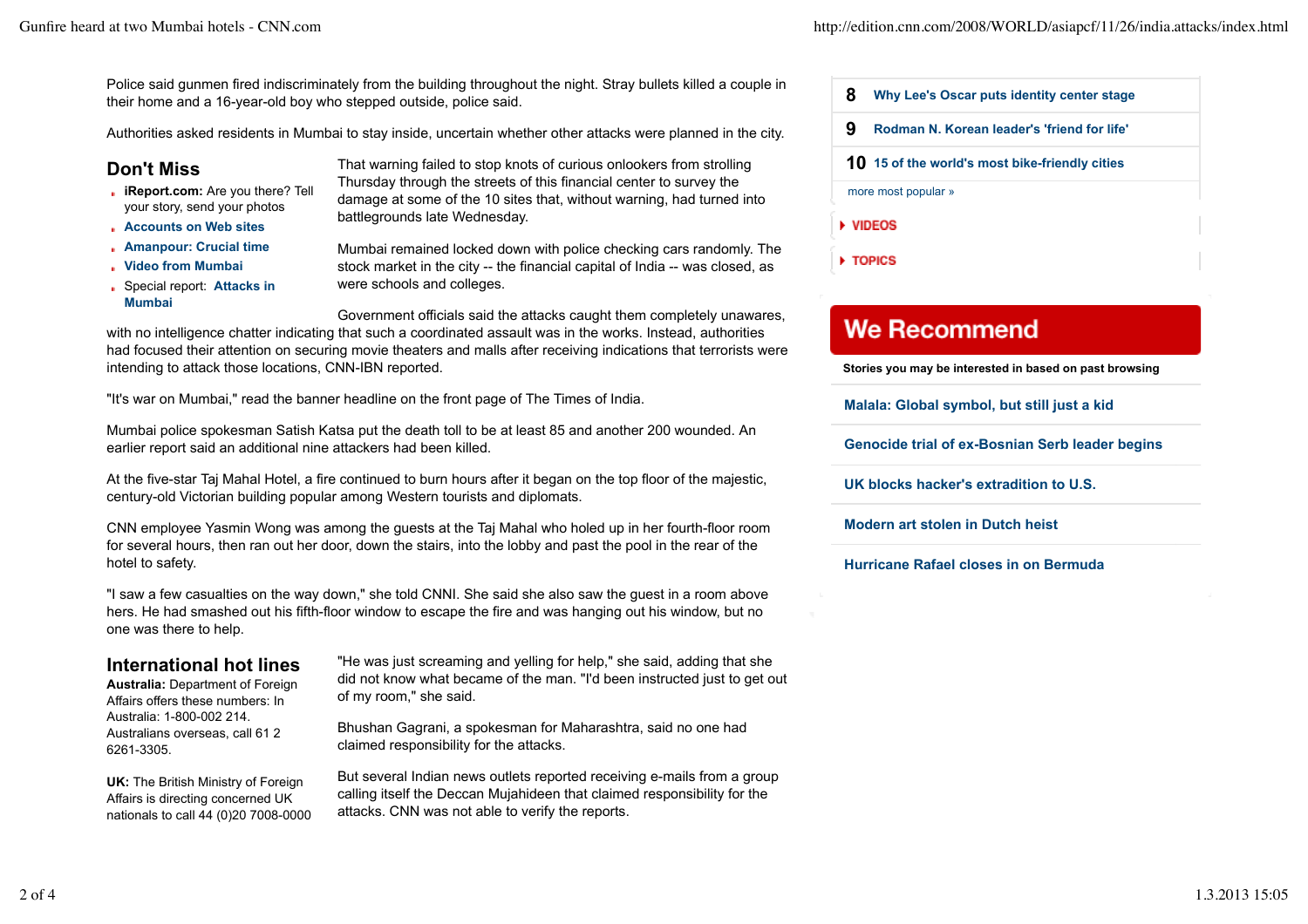Police said gunmen fired indiscriminately from the building throughout the night. Stray bullets killed a couple in their home and a 16-year-old boy who stepped outside, police said.

Authorities asked residents in Mumbai to stay inside, uncertain whether other attacks were planned in the city.

## Don't Miss

- **iReport.com:** Are you there? Tell your story, send your photos
- **Accounts on Web sites**
- **Amanpour: Crucial time**
- **Video from Mumbai**
- Special report: **Attacks in Mumbai**

That warning failed to stop knots of curious onlookers from strolling Thursday through the streets of this financial center to survey the damage at some of the 10 sites that, without warning, had turned into battlegrounds late Wednesday.

Mumbai remained locked down with police checking cars randomly. The stock market in the city -- the financial capital of India -- was closed, as were schools and colleges.

Government officials said the attacks caught them completely unawares, with no intelligence chatter indicating that such a coordinated assault was in the works. Instead, authorities had focused their attention on securing movie theaters and malls after receiving indications that terrorists were intending to attack those locations, CNN-IBN reported.

"It's war on Mumbai," read the banner headline on the front page of The Times of India.

Mumbai police spokesman Satish Katsa put the death toll to be at least 85 and another 200 wounded. An earlier report said an additional nine attackers had been killed.

At the five-star Taj Mahal Hotel, a fire continued to burn hours after it began on the top floor of the majestic, century-old Victorian building popular among Western tourists and diplomats.

CNN employee Yasmin Wong was among the guests at the Taj Mahal who holed up in her fourth-floor room for several hours, then ran out her door, down the stairs, into the lobby and past the pool in the rear of the hotel to safety.

"I saw a few casualties on the way down," she told CNNI. She said she also saw the guest in a room above hers. He had smashed out his fifth-floor window to escape the fire and was hanging out his window, but no one was there to help.

## International hot lines

**Australia:** Department of Foreign Affairs offers these numbers: In Australia: 1-800-002 214. Australians overseas, call 61 2 6261-3305.

**UK:** The British Ministry of Foreign Affairs is directing concerned UK nationals to call 44 (0)20 7008-0000

"He was just screaming and yelling for help," she said, adding that she did not know what became of the man. "I'd been instructed just to get out of my room," she said.

Bhushan Gagrani, a spokesman for Maharashtra, said no one had claimed responsibility for the attacks.

But several Indian news outlets reported receiving e-mails from a group calling itself the Deccan Mujahideen that claimed responsibility for the attacks. CNN was not able to verify the reports.

8 **Why Lee's Oscar puts identity center stage**

9 **Rodman N. Korean leader's 'friend for life'**

10 **15 of the world's most bike-friendly cities**

more most popular »

**VIDEOS**

**TOPICS**

## We Recommend

**Stories you may be interested in based on past browsing**

- **Malala: Global symbol, but still just a kid**
- **Genocide trial of ex-Bosnian Serb leader begins**
- **UK blocks hacker's extradition to U.S.**
- **Modern art stolen in Dutch heist**
- **Hurricane Rafael closes in on Bermuda**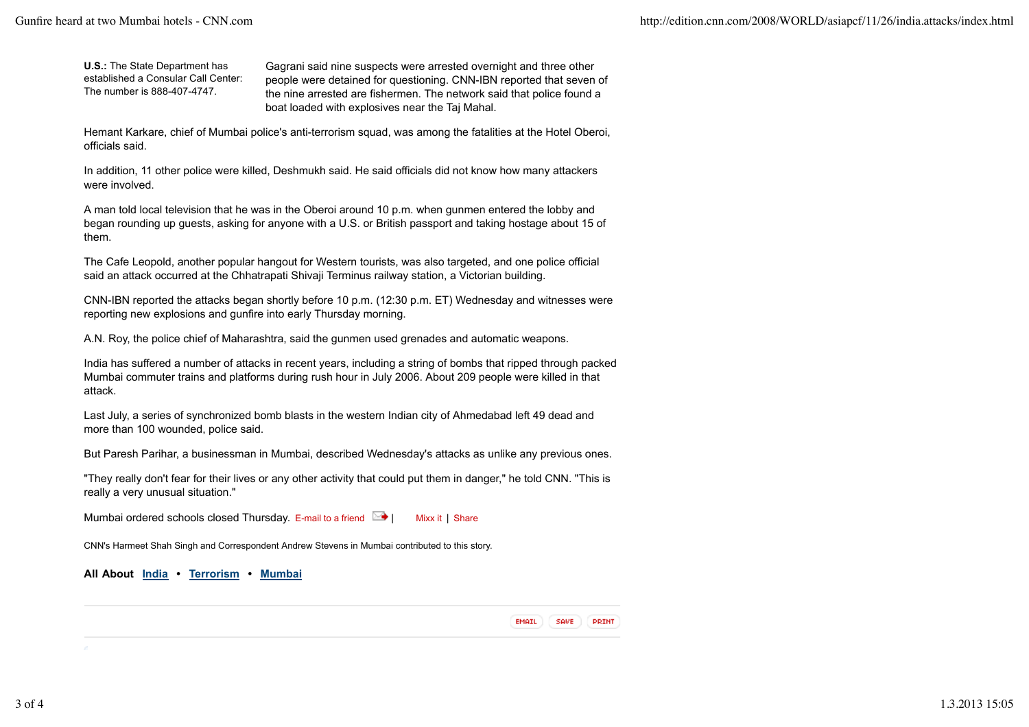**U.S.:** The State Department has established a Consular Call Center: The number is 888-407-4747.

Gagrani said nine suspects were arrested overnight and three other people were detained for questioning. CNN-IBN reported that seven of the nine arrested are fishermen. The network said that police found a boat loaded with explosives near the Taj Mahal.

Hemant Karkare, chief of Mumbai police's anti-terrorism squad, was among the fatalities at the Hotel Oberoi, officials said.

In addition, 11 other police were killed, Deshmukh said. He said officials did not know how many attackers were involved.

A man told local television that he was in the Oberoi around 10 p.m. when gunmen entered the lobby and began rounding up guests, asking for anyone with a U.S. or British passport and taking hostage about 15 of them.

The Cafe Leopold, another popular hangout for Western tourists, was also targeted, and one police official said an attack occurred at the Chhatrapati Shivaji Terminus railway station, a Victorian building.

CNN-IBN reported the attacks began shortly before 10 p.m. (12:30 p.m. ET) Wednesday and witnesses were reporting new explosions and gunfire into early Thursday morning.

A.N. Roy, the police chief of Maharashtra, said the gunmen used grenades and automatic weapons.

India has suffered a number of attacks in recent years, including a string of bombs that ripped through packed Mumbai commuter trains and platforms during rush hour in July 2006. About 209 people were killed in that attack.

Last July, a series of synchronized bomb blasts in the western Indian city of Ahmedabad left 49 dead and more than 100 wounded, police said.

But Paresh Parihar, a businessman in Mumbai, described Wednesday's attacks as unlike any previous ones.

"They really don't fear for their lives or any other activity that could put them in danger," he told CNN. "This is really a very unusual situation."

Mumbai ordered schools closed Thursday. E-mail to a friend | Mixx it | Share

CNN's Harmeet Shah Singh and Correspondent Andrew Stevens in Mumbai contributed to this story.

**All About** India • Terrorism • Mumbai

EMAIL SAVE PRINT